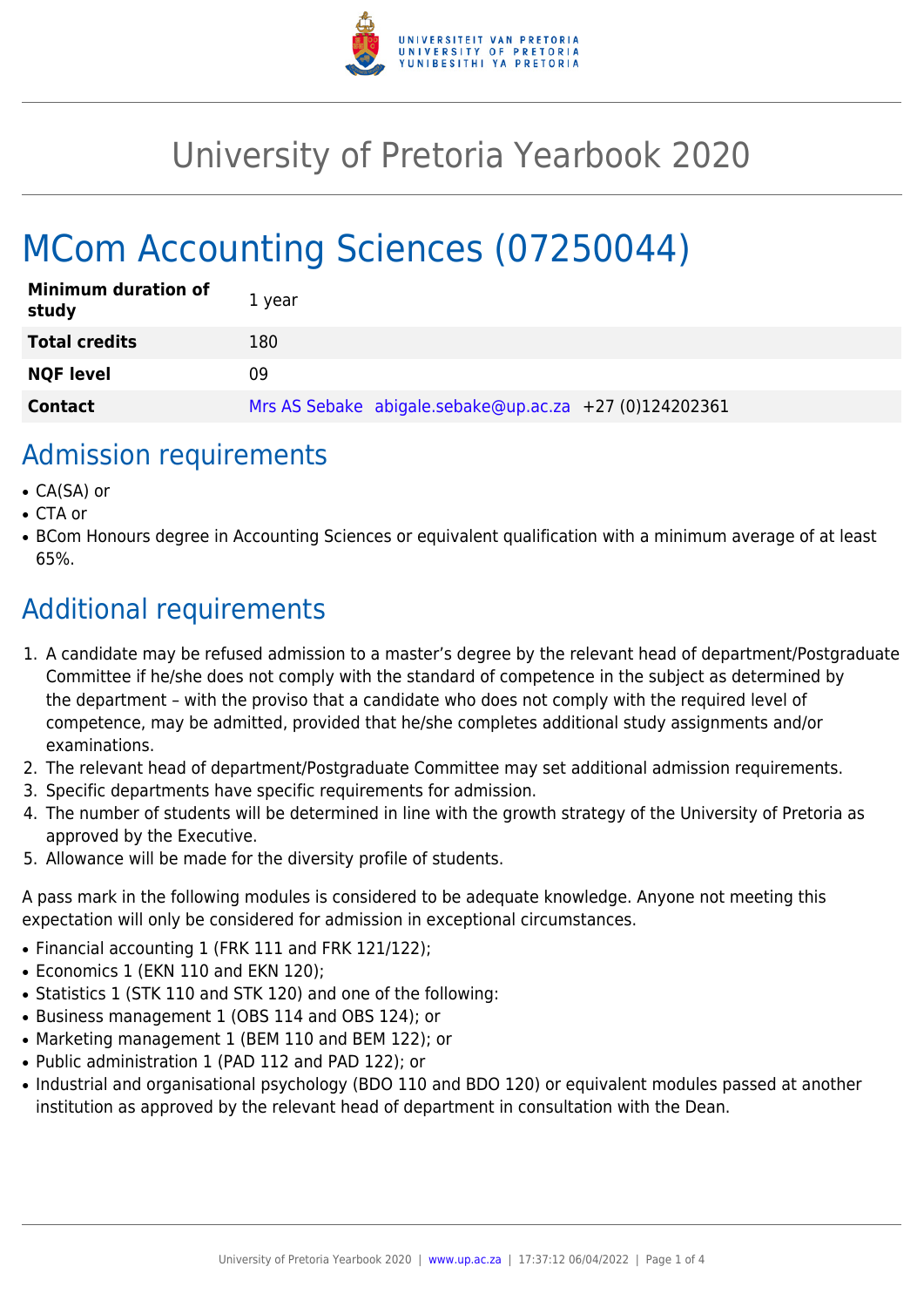# University of Pretoria Yearbook 2020

# MCom Accounting Sciences (07250044)

| | |
|---|---|
| **Minimum duration of study** | 1 year |
| **Total credits** | 180 |
| **NQF level** | 09 |
| **Contact** | Mrs AS Sebake abigale.sebake@up.ac.za +27 (0)124202361 |

## Admission requirements

- CA(SA) or
- CTA or
- BCom Honours degree in Accounting Sciences or equivalent qualification with a minimum average of at least 65%.

## Additional requirements

1. A candidate may be refused admission to a master's degree by the relevant head of department/Postgraduate Committee if he/she does not comply with the standard of competence in the subject as determined by the department – with the proviso that a candidate who does not comply with the required level of competence, may be admitted, provided that he/she completes additional study assignments and/or examinations.
2. The relevant head of department/Postgraduate Committee may set additional admission requirements.
3. Specific departments have specific requirements for admission.
4. The number of students will be determined in line with the growth strategy of the University of Pretoria as approved by the Executive.
5. Allowance will be made for the diversity profile of students.

A pass mark in the following modules is considered to be adequate knowledge. Anyone not meeting this expectation will only be considered for admission in exceptional circumstances.

- Financial accounting 1 (FRK 111 and FRK 121/122);
- Economics 1 (EKN 110 and EKN 120);
- Statistics 1 (STK 110 and STK 120) and one of the following:
- Business management 1 (OBS 114 and OBS 124); or
- Marketing management 1 (BEM 110 and BEM 122); or
- Public administration 1 (PAD 112 and PAD 122); or
- Industrial and organisational psychology (BDO 110 and BDO 120) or equivalent modules passed at another institution as approved by the relevant head of department in consultation with the Dean.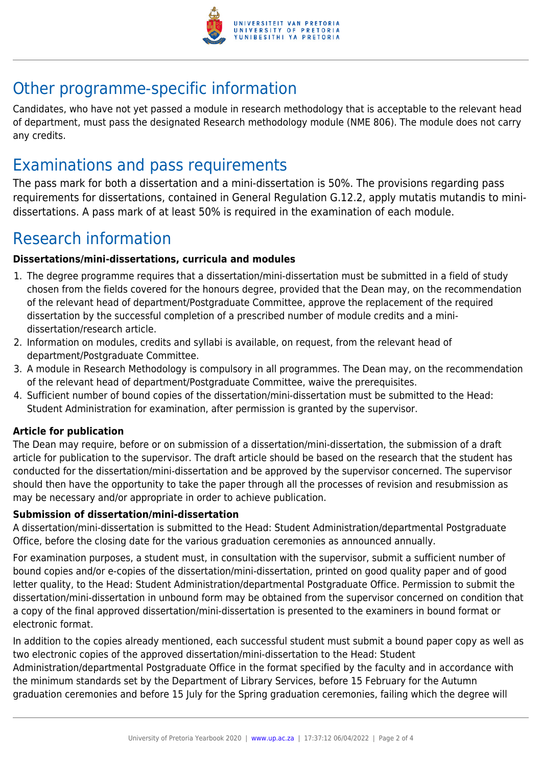## Other programme-specific information

Candidates, who have not yet passed a module in research methodology that is acceptable to the relevant head of department, must pass the designated Research methodology module (NME 806). The module does not carry any credits.

## Examinations and pass requirements

The pass mark for both a dissertation and a mini-dissertation is 50%. The provisions regarding pass requirements for dissertations, contained in General Regulation G.12.2, apply mutatis mutandis to mini-dissertations. A pass mark of at least 50% is required in the examination of each module.

## Research information

### Dissertations/mini-dissertations, curricula and modules

1. The degree programme requires that a dissertation/mini-dissertation must be submitted in a field of study chosen from the fields covered for the honours degree, provided that the Dean may, on the recommendation of the relevant head of department/Postgraduate Committee, approve the replacement of the required dissertation by the successful completion of a prescribed number of module credits and a mini-dissertation/research article.
2. Information on modules, credits and syllabi is available, on request, from the relevant head of department/Postgraduate Committee.
3. A module in Research Methodology is compulsory in all programmes. The Dean may, on the recommendation of the relevant head of department/Postgraduate Committee, waive the prerequisites.
4. Sufficient number of bound copies of the dissertation/mini-dissertation must be submitted to the Head: Student Administration for examination, after permission is granted by the supervisor.

### Article for publication

The Dean may require, before or on submission of a dissertation/mini-dissertation, the submission of a draft article for publication to the supervisor. The draft article should be based on the research that the student has conducted for the dissertation/mini-dissertation and be approved by the supervisor concerned. The supervisor should then have the opportunity to take the paper through all the processes of revision and resubmission as may be necessary and/or appropriate in order to achieve publication.

### Submission of dissertation/mini-dissertation

A dissertation/mini-dissertation is submitted to the Head: Student Administration/departmental Postgraduate Office, before the closing date for the various graduation ceremonies as announced annually.

For examination purposes, a student must, in consultation with the supervisor, submit a sufficient number of bound copies and/or e-copies of the dissertation/mini-dissertation, printed on good quality paper and of good letter quality, to the Head: Student Administration/departmental Postgraduate Office. Permission to submit the dissertation/mini-dissertation in unbound form may be obtained from the supervisor concerned on condition that a copy of the final approved dissertation/mini-dissertation is presented to the examiners in bound format or electronic format.

In addition to the copies already mentioned, each successful student must submit a bound paper copy as well as two electronic copies of the approved dissertation/mini-dissertation to the Head: Student Administration/departmental Postgraduate Office in the format specified by the faculty and in accordance with the minimum standards set by the Department of Library Services, before 15 February for the Autumn graduation ceremonies and before 15 July for the Spring graduation ceremonies, failing which the degree will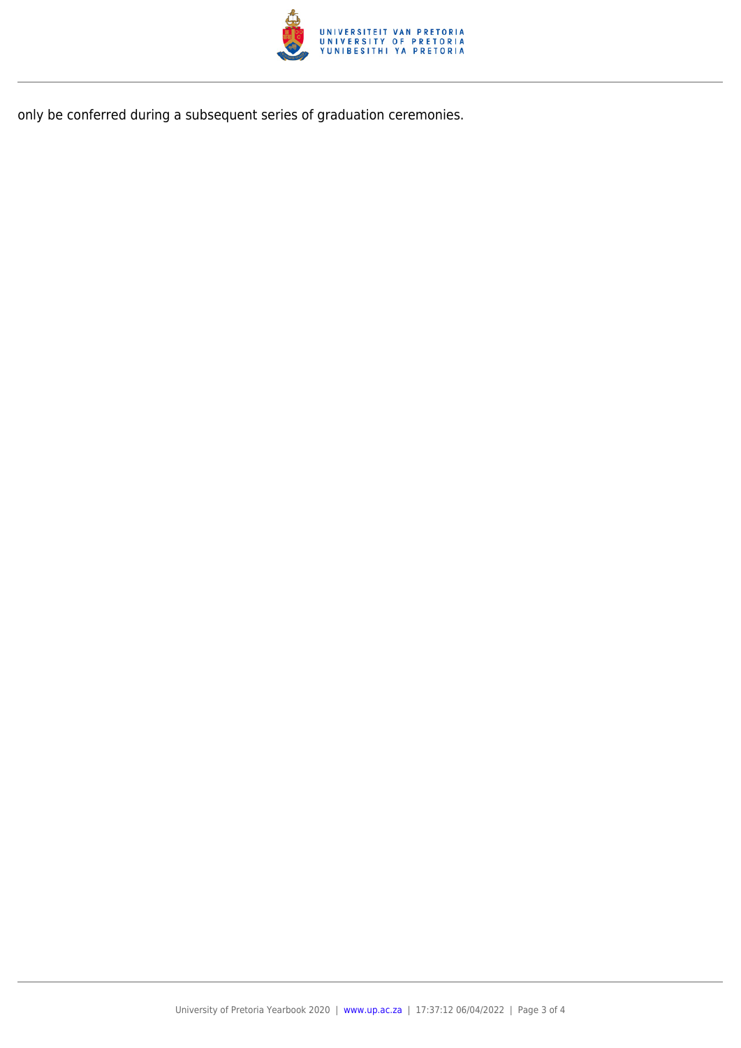only be conferred during a subsequent series of graduation ceremonies.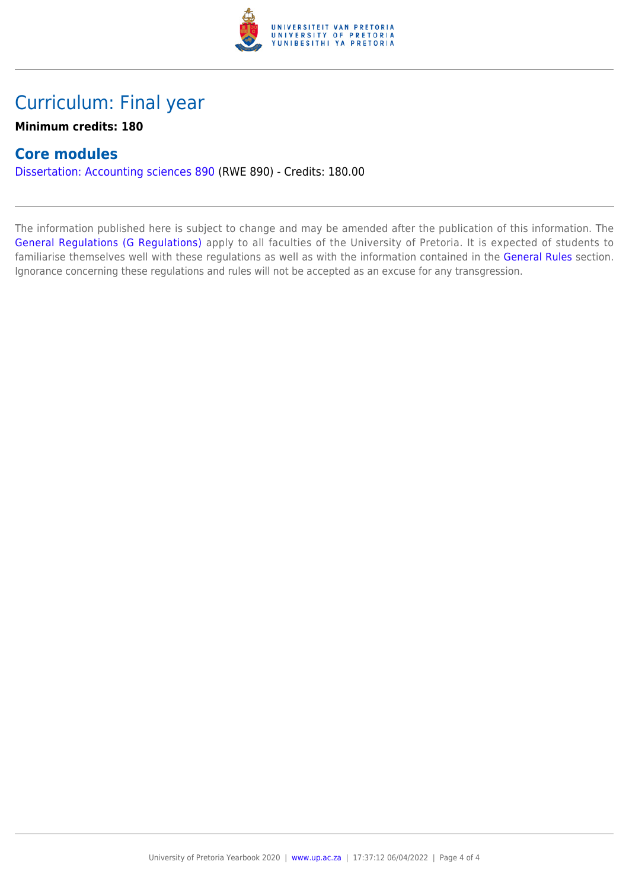## Curriculum: Final year

**Minimum credits: 180**

### Core modules

Dissertation: Accounting sciences 890 (RWE 890) - Credits: 180.00

The information published here is subject to change and may be amended after the publication of this information. The General Regulations (G Regulations) apply to all faculties of the University of Pretoria. It is expected of students to familiarise themselves well with these regulations as well as with the information contained in the General Rules section. Ignorance concerning these regulations and rules will not be accepted as an excuse for any transgression.